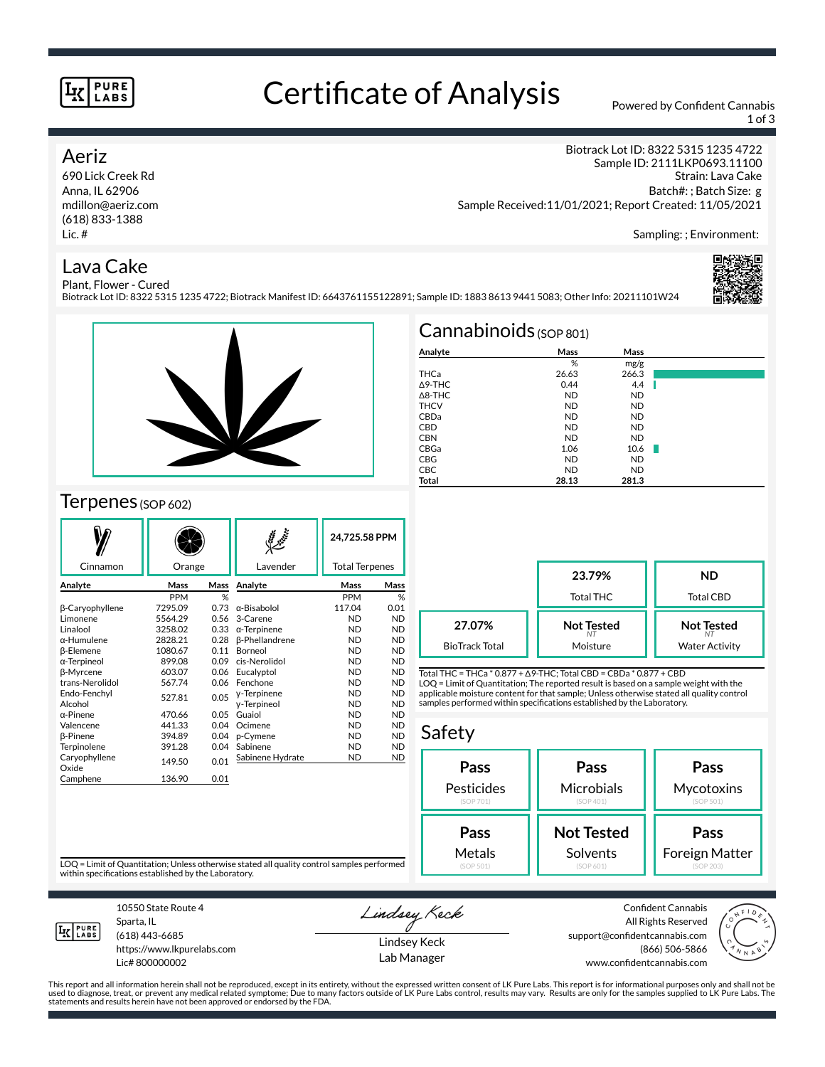# Certificate of Analysis

Powered by Confident Cannabis

## Aeriz

690 Lick Creek Rd
Anna, IL 62906
mdillon@aeriz.com
(618) 833-1388
Lic. #

Biotrack Lot ID: 8322 5315 1235 4722
Sample ID: 2111LKP0693.11100
Strain: Lava Cake
Batch#: ; Batch Size: g
Sample Received:11/01/2021; Report Created: 11/05/2021

Sampling: ; Environment:

## Lava Cake

Plant, Flower - Cured
Biotrack Lot ID: 8322 5315 1235 4722; Biotrack Manifest ID: 6643761155122891; Sample ID: 1883 8613 9441 5083; Other Info: 20211101W24

## Cannabinoids (SOP 801)

| Analyte | Mass | Mass |
|---|---|---|
| | % | mg/g |
| THCa | 26.63 | 266.3 |
| Δ9-THC | 0.44 | 4.4 |
| Δ8-THC | ND | ND |
| THCV | ND | ND |
| CBDa | ND | ND |
| CBD | ND | ND |
| CBN | ND | ND |
| CBGa | 1.06 | 10.6 |
| CBG | ND | ND |
| CBC | ND | ND |
| **Total** | **28.13** | **281.3** |

| **23.79%** Total THC | **ND** Total CBD |
|---|---|

| **27.07%** BioTrack Total | **Not Tested** Moisture | **Not Tested** Water Activity |
|---|---|---|

Total THC = THCa * 0.877 + Δ9-THC; Total CBD = CBDa * 0.877 + CBD
LOQ = Limit of Quantitation; The reported result is based on a sample weight with the applicable moisture content for that sample; Unless otherwise stated all quality control samples performed within specifications established by the Laboratory.

## Terpenes (SOP 602)

Cinnamon | Orange | Lavender | **24,725.58 PPM** Total Terpenes

| Analyte | Mass | Mass | Analyte | Mass | Mass |
|---|---|---|---|---|---|
| | PPM | % | | PPM | % |
| β-Caryophyllene | 7295.09 | 0.73 | α-Bisabolol | 117.04 | 0.01 |
| Limonene | 5564.29 | 0.56 | 3-Carene | ND | ND |
| Linalool | 3258.02 | 0.33 | α-Terpinene | ND | ND |
| α-Humulene | 2828.21 | 0.28 | β-Phellandrene | ND | ND |
| β-Elemene | 1080.67 | 0.11 | Borneol | ND | ND |
| α-Terpineol | 899.08 | 0.09 | cis-Nerolidol | ND | ND |
| β-Myrcene | 603.07 | 0.06 | Eucalyptol | ND | ND |
| trans-Nerolidol | 567.74 | 0.06 | Fenchone | ND | ND |
| Endo-Fenchyl Alcohol | 527.81 | 0.05 | γ-Terpinene | ND | ND |
| | | | γ-Terpineol | ND | ND |
| α-Pinene | 470.66 | 0.05 | Guaiol | ND | ND |
| Valencene | 441.33 | 0.04 | Ocimene | ND | ND |
| β-Pinene | 394.89 | 0.04 | p-Cymene | ND | ND |
| Terpinolene | 391.28 | 0.04 | Sabinene | ND | ND |
| Caryophyllene Oxide | 149.50 | 0.01 | Sabinene Hydrate | ND | ND |
| Camphene | 136.90 | 0.01 | | | |

LOQ = Limit of Quantitation; Unless otherwise stated all quality control samples performed within specifications established by the Laboratory.

## Safety

| **Pass** Pesticides (SOP 701) | **Pass** Microbials (SOP 401) | **Pass** Mycotoxins (SOP 501) |
|---|---|---|
| **Pass** Metals (SOP 501) | **Not Tested** Solvents (SOP 601) | **Pass** Foreign Matter (SOP 203) |

10550 State Route 4
Sparta, IL
(618) 443-6685
https://www.lkpurelabs.com
Lic# 800000002

Lindsey Keck
Lab Manager

Confident Cannabis
All Rights Reserved
support@confidentcannabis.com
(866) 506-5866
www.confidentcannabis.com

This report and all information herein shall not be reproduced, except in its entirety, without the expressed written consent of LK Pure Labs. This report is for informational purposes only and shall not be used to diagnose, treat, or prevent any medical related symptome; Due to many factors outside of LK Pure Labs control, results may vary. Results are only for the samples supplied to LK Pure Labs. The statements and results herein have not been approved or endorsed by the FDA.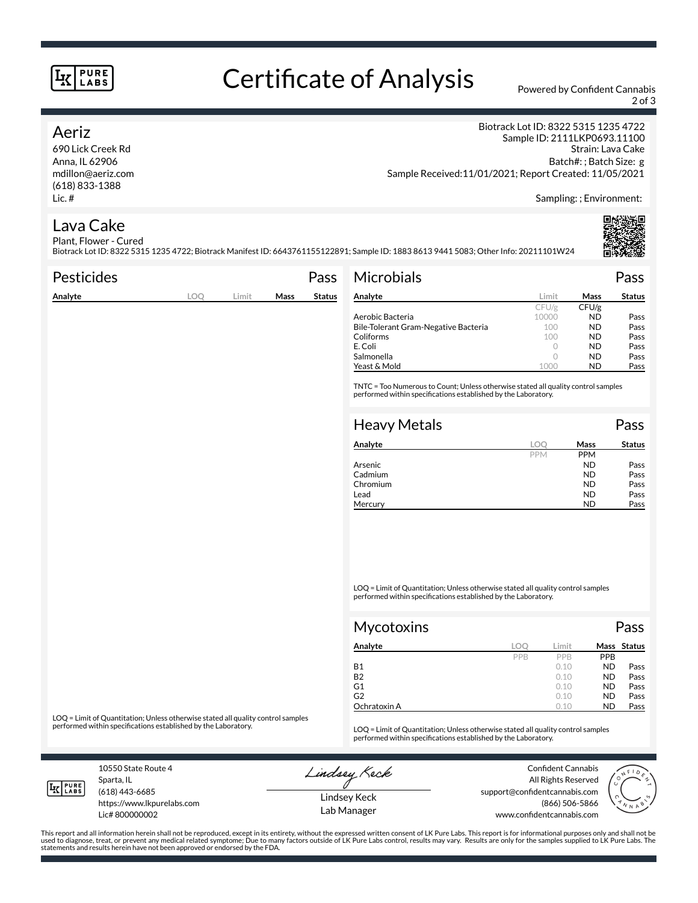# Certificate of Analysis

Powered by Confident Cannabis

## Aeriz

690 Lick Creek Rd
Anna, IL 62906
mdillon@aeriz.com
(618) 833-1388
Lic. #

Biotrack Lot ID: 8322 5315 1235 4722
Sample ID: 2111LKP0693.11100
Strain: Lava Cake
Batch#: ; Batch Size: g
Sample Received:11/01/2021; Report Created: 11/05/2021

Sampling: ; Environment:

## Lava Cake

Plant, Flower - Cured
Biotrack Lot ID: 8322 5315 1235 4722; Biotrack Manifest ID: 6643761155122891; Sample ID: 1883 8613 9441 5083; Other Info: 20211101W24

### Pesticides — Pass

| Analyte | LOQ | Limit | Mass | Status |
|---|---|---|---|---|

LOQ = Limit of Quantitation; Unless otherwise stated all quality control samples performed within specifications established by the Laboratory.

### Microbials — Pass

| Analyte | Limit | Mass | Status |
|---|---|---|---|
| | CFU/g | CFU/g | |
| Aerobic Bacteria | 10000 | ND | Pass |
| Bile-Tolerant Gram-Negative Bacteria | 100 | ND | Pass |
| Coliforms | 100 | ND | Pass |
| E. Coli | 0 | ND | Pass |
| Salmonella | 0 | ND | Pass |
| Yeast & Mold | 1000 | ND | Pass |

TNTC = Too Numerous to Count; Unless otherwise stated all quality control samples performed within specifications established by the Laboratory.

### Heavy Metals — Pass

| Analyte | LOQ | Mass | Status |
|---|---|---|---|
| | PPM | PPM | |
| Arsenic | | ND | Pass |
| Cadmium | | ND | Pass |
| Chromium | | ND | Pass |
| Lead | | ND | Pass |
| Mercury | | ND | Pass |

LOQ = Limit of Quantitation; Unless otherwise stated all quality control samples performed within specifications established by the Laboratory.

### Mycotoxins — Pass

| Analyte | LOQ | Limit | Mass | Status |
|---|---|---|---|---|
| | PPB | PPB | PPB | |
| B1 | | 0.10 | ND | Pass |
| B2 | | 0.10 | ND | Pass |
| G1 | | 0.10 | ND | Pass |
| G2 | | 0.10 | ND | Pass |
| Ochratoxin A | | 0.10 | ND | Pass |

LOQ = Limit of Quantitation; Unless otherwise stated all quality control samples performed within specifications established by the Laboratory.

10550 State Route 4
Sparta, IL
(618) 443-6685
https://www.lkpurelabs.com
Lic# 800000002

Lindsey Keck
Lab Manager

Confident Cannabis
All Rights Reserved
support@confidentcannabis.com
(866) 506-5866
www.confidentcannabis.com

This report and all information herein shall not be reproduced, except in its entirety, without the expressed written consent of LK Pure Labs. This report is for informational purposes only and shall not be used to diagnose, treat, or prevent any medical related symptome; Due to many factors outside of LK Pure Labs control, results may vary. Results are only for the samples supplied to LK Pure Labs. The statements and results herein have not been approved or endorsed by the FDA.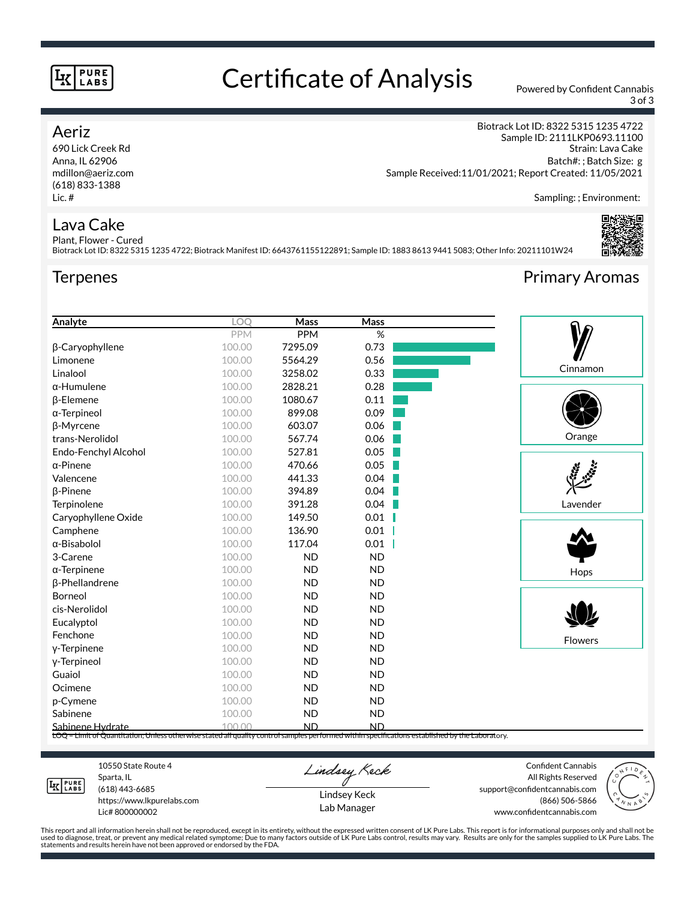# Certificate of Analysis

Powered by Confident Cannabis

**Aeriz**
690 Lick Creek Rd
Anna, IL 62906
mdillon@aeriz.com
(618) 833-1388
Lic. #

Biotrack Lot ID: 8322 5315 1235 4722
Sample ID: 2111LKP0693.11100
Strain: Lava Cake
Batch#: ; Batch Size: g
Sample Received:11/01/2021; Report Created: 11/05/2021

Sampling: ; Environment:

## Lava Cake

Plant, Flower - Cured
Biotrack Lot ID: 8322 5315 1235 4722; Biotrack Manifest ID: 6643761155122891; Sample ID: 1883 8613 9441 5083; Other Info: 20211101W24

## Terpenes

| Analyte | LOQ | Mass | Mass |
|---|---|---|---|
| | PPM | PPM | % |
| β-Caryophyllene | 100.00 | 7295.09 | 0.73 |
| Limonene | 100.00 | 5564.29 | 0.56 |
| Linalool | 100.00 | 3258.02 | 0.33 |
| α-Humulene | 100.00 | 2828.21 | 0.28 |
| β-Elemene | 100.00 | 1080.67 | 0.11 |
| α-Terpineol | 100.00 | 899.08 | 0.09 |
| β-Myrcene | 100.00 | 603.07 | 0.06 |
| trans-Nerolidol | 100.00 | 567.74 | 0.06 |
| Endo-Fenchyl Alcohol | 100.00 | 527.81 | 0.05 |
| α-Pinene | 100.00 | 470.66 | 0.05 |
| Valencene | 100.00 | 441.33 | 0.04 |
| β-Pinene | 100.00 | 394.89 | 0.04 |
| Terpinolene | 100.00 | 391.28 | 0.04 |
| Caryophyllene Oxide | 100.00 | 149.50 | 0.01 |
| Camphene | 100.00 | 136.90 | 0.01 |
| α-Bisabolol | 100.00 | 117.04 | 0.01 |
| 3-Carene | 100.00 | ND | ND |
| α-Terpinene | 100.00 | ND | ND |
| β-Phellandrene | 100.00 | ND | ND |
| Borneol | 100.00 | ND | ND |
| cis-Nerolidol | 100.00 | ND | ND |
| Eucalyptol | 100.00 | ND | ND |
| Fenchone | 100.00 | ND | ND |
| γ-Terpinene | 100.00 | ND | ND |
| γ-Terpineol | 100.00 | ND | ND |
| Guaiol | 100.00 | ND | ND |
| Ocimene | 100.00 | ND | ND |
| p-Cymene | 100.00 | ND | ND |
| Sabinene | 100.00 | ND | ND |
| Sabinene Hydrate | 100.00 | ND | ND |

LOQ = Limit of Quantitation; Unless otherwise stated all quality control samples performed within specifications established by the Laboratory.

## Primary Aromas

Cinnamon

Orange

Lavender

Hops

Flowers

10550 State Route 4
Sparta, IL
(618) 443-6685
https://www.lkpurelabs.com
Lic# 800000002

Lindsey Keck
Lab Manager

Confident Cannabis
All Rights Reserved
support@confidentcannabis.com
(866) 506-5866
www.confidentcannabis.com

This report and all information herein shall not be reproduced, except in its entirety, without the expressed written consent of LK Pure Labs. This report is for informational purposes only and shall not be used to diagnose, treat, or prevent any medical related symptome; Due to many factors outside of LK Pure Labs control, results may vary. Results are only for the samples supplied to LK Pure Labs. The statements and results herein have not been approved or endorsed by the FDA.